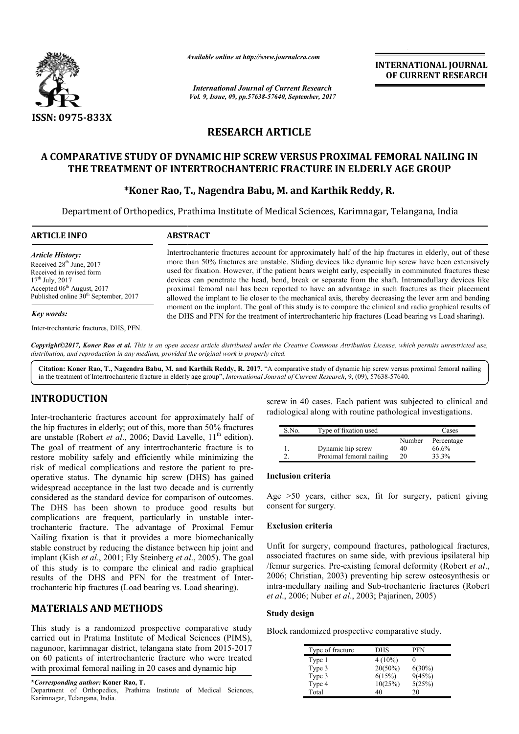ISSN: 0975-833X

*Available online at http://www.journalcra.com*

*International Journal of Current Research*
*Vol. 9, Issue, 09, pp.57638-57640, September, 2017*

**INTERNATIONAL JOURNAL OF CURRENT RESEARCH**

# RESEARCH ARTICLE

# A COMPARATIVE STUDY OF DYNAMIC HIP SCREW VERSUS PROXIMAL FEMORAL NAILING IN THE TREATMENT OF INTERTROCHANTERIC FRACTURE IN ELDERLY AGE GROUP

**\*Koner Rao, T., Nagendra Babu, M. and Karthik Reddy, R.**

Department of Orthopedics, Prathima Institute of Medical Sciences, Karimnagar, Telangana, India

## ARTICLE INFO

*Article History:*
Received 28th June, 2017
Received in revised form
17th July, 2017
Accepted 06th August, 2017
Published online 30th September, 2017

*Key words:*

Inter-trochanteric fractures, DHS, PFN.

## ABSTRACT

Intertrochanteric fractures account for approximately half of the hip fractures in elderly, out of these more than 50% fractures are unstable. Sliding devices like dynamic hip screw have been extensively used for fixation. However, if the patient bears weight early, especially in comminuted fractures these devices can penetrate the head, bend, break or separate from the shaft. Intramedullary devices like proximal femoral nail has been reported to have an advantage in such fractures as their placement allowed the implant to lie closer to the mechanical axis, thereby decreasing the lever arm and bending moment on the implant. The goal of this study is to compare the clinical and radio graphical results of the DHS and PFN for the treatment of intertrochanteric hip fractures (Load bearing vs Load sharing).

*Copyright©2017, Koner Rao et al. This is an open access article distributed under the Creative Commons Attribution License, which permits unrestricted use, distribution, and reproduction in any medium, provided the original work is properly cited.*

**Citation: Koner Rao, T., Nagendra Babu, M. and Karthik Reddy, R. 2017.** "A comparative study of dynamic hip screw versus proximal femoral nailing in the treatment of Intertrochanteric fracture in elderly age group", *International Journal of Current Research*, 9, (09), 57638-57640.

## INTRODUCTION

Inter-trochanteric fractures account for approximately half of the hip fractures in elderly; out of this, more than 50% fractures are unstable (Robert *et al*., 2006; David Lavelle, 11th edition). The goal of treatment of any intertrochanteric fracture is to restore mobility safely and efficiently while minimizing the risk of medical complications and restore the patient to pre-operative status. The dynamic hip screw (DHS) has gained widespread acceptance in the last two decade and is currently considered as the standard device for comparison of outcomes. The DHS has been shown to produce good results but complications are frequent, particularly in unstable inter-trochanteric fracture. The advantage of Proximal Femur Nailing fixation is that it provides a more biomechanically stable construct by reducing the distance between hip joint and implant (Kish *et al*., 2001; Ely Steinberg *et al*., 2005). The goal of this study is to compare the clinical and radio graphical results of the DHS and PFN for the treatment of Inter-trochanteric hip fractures (Load bearing vs. Load shearing).

## MATERIALS AND METHODS

This study is a randomized prospective comparative study carried out in Pratima Institute of Medical Sciences (PIMS), nagunoor, karimnagar district, telangana state from 2015-2017 on 60 patients of intertrochanteric fracture who were treated with proximal femoral nailing in 20 cases and dynamic hip screw in 40 cases. Each patient was subjected to clinical and radiological along with routine pathological investigations.

| S.No. | Type of fixation used | Cases | |
|---|---|---|---|
| | | Number | Percentage |
| 1. | Dynamic hip screw | 40 | 66.6% |
| 2. | Proximal femoral nailing | 20 | 33.3% |

### Inclusion criteria

Age >50 years, either sex, fit for surgery, patient giving consent for surgery.

### Exclusion criteria

Unfit for surgery, compound fractures, pathological fractures, associated fractures on same side, with previous ipsilateral hip /femur surgeries. Pre-existing femoral deformity (Robert *et al*., 2006; Christian, 2003) preventing hip screw osteosynthesis or intra-medullary nailing and Sub-trochanteric fractures (Robert *et al*., 2006; Nuber *et al*., 2003; Pajarinen, 2005)

### Study design

Block randomized prospective comparative study.

| Type of fracture | DHS | PFN |
|---|---|---|
| Type 1 | 4 (10%) | 0 |
| Type 3 | 20(50%) | 6(30%) |
| Type 3 | 6(15%) | 9(45%) |
| Type 4 | 10(25%) | 5(25%) |
| Total | 40 | 20 |

**\*Corresponding author: Koner Rao, T.**
Department of Orthopedics, Prathima Institute of Medical Sciences, Karimnagar, Telangana, India.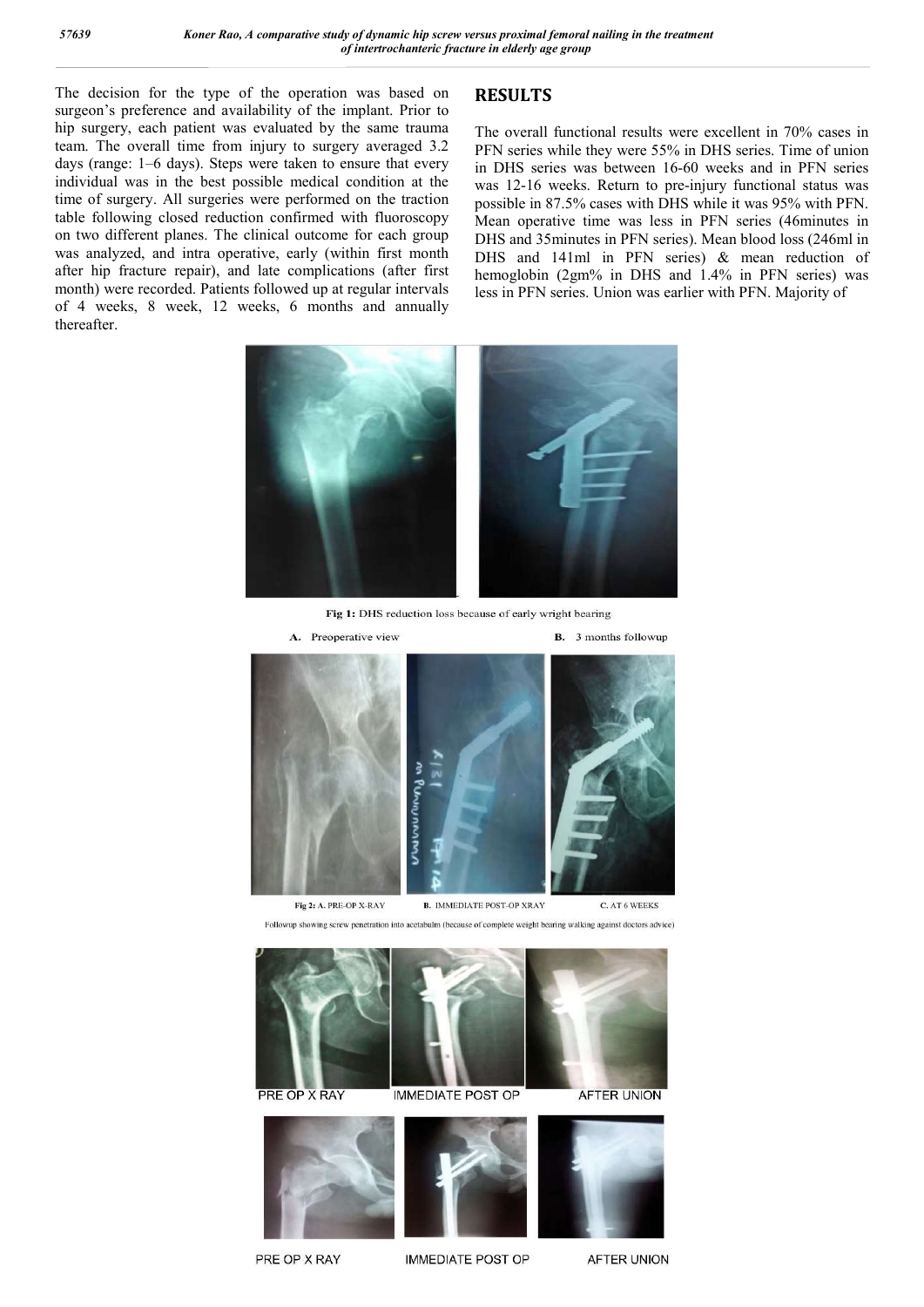The decision for the type of the operation was based on surgeon's preference and availability of the implant. Prior to hip surgery, each patient was evaluated by the same trauma team. The overall time from injury to surgery averaged 3.2 days (range: 1–6 days). Steps were taken to ensure that every individual was in the best possible medical condition at the time of surgery. All surgeries were performed on the traction table following closed reduction confirmed with fluoroscopy on two different planes. The clinical outcome for each group was analyzed, and intra operative, early (within first month after hip fracture repair), and late complications (after first month) were recorded. Patients followed up at regular intervals of 4 weeks, 8 week, 12 weeks, 6 months and annually thereafter.

## RESULTS

The overall functional results were excellent in 70% cases in PFN series while they were 55% in DHS series. Time of union in DHS series was between 16-60 weeks and in PFN series was 12-16 weeks. Return to pre-injury functional status was possible in 87.5% cases with DHS while it was 95% with PFN. Mean operative time was less in PFN series (46minutes in DHS and 35minutes in PFN series). Mean blood loss (246ml in DHS and 141ml in PFN series) & mean reduction of hemoglobin (2gm% in DHS and 1.4% in PFN series) was less in PFN series. Union was earlier with PFN. Majority of

**Fig 1:** DHS reduction loss because of early wright bearing

A. Preoperative view B. 3 months followup

**Fig 2:** A. PRE-OP X-RAY B. IMMEDIATE POST-OP XRAY C. AT 6 WEEKS

Followup showing screw penetration into acetabulm (because of complete weight bearing walking against doctors advice)

PRE OP X RAY IMMEDIATE POST OP AFTER UNION

PRE OP X RAY IMMEDIATE POST OP AFTER UNION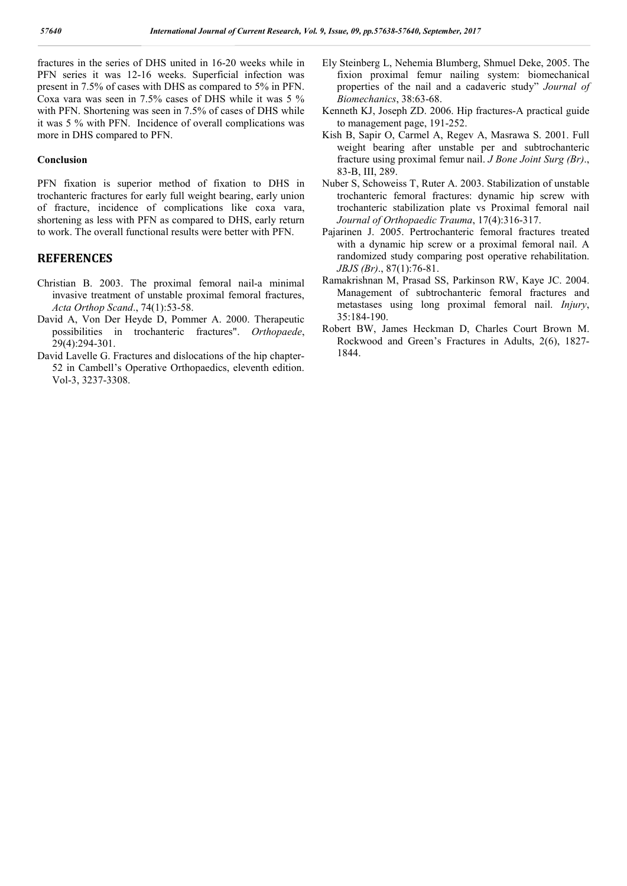fractures in the series of DHS united in 16-20 weeks while in PFN series it was 12-16 weeks. Superficial infection was present in 7.5% of cases with DHS as compared to 5% in PFN. Coxa vara was seen in 7.5% cases of DHS while it was 5 % with PFN. Shortening was seen in 7.5% of cases of DHS while it was 5 % with PFN. Incidence of overall complications was more in DHS compared to PFN.

### Conclusion

PFN fixation is superior method of fixation to DHS in trochanteric fractures for early full weight bearing, early union of fracture, incidence of complications like coxa vara, shortening as less with PFN as compared to DHS, early return to work. The overall functional results were better with PFN.

## REFERENCES

Christian B. 2003. The proximal femoral nail-a minimal invasive treatment of unstable proximal femoral fractures, *Acta Orthop Scand*., 74(1):53-58.

David A, Von Der Heyde D, Pommer A. 2000. Therapeutic possibilities in trochanteric fractures". *Orthopaede*, 29(4):294-301.

David Lavelle G. Fractures and dislocations of the hip chapter-52 in Cambell's Operative Orthopaedics, eleventh edition. Vol-3, 3237-3308.

Ely Steinberg L, Nehemia Blumberg, Shmuel Deke, 2005. The fixion proximal femur nailing system: biomechanical properties of the nail and a cadaveric study" *Journal of Biomechanics*, 38:63-68.

Kenneth KJ, Joseph ZD. 2006. Hip fractures-A practical guide to management page, 191-252.

Kish B, Sapir O, Carmel A, Regev A, Masrawa S. 2001. Full weight bearing after unstable per and subtrochanteric fracture using proximal femur nail. *J Bone Joint Surg (Br)*., 83-B, III, 289.

Nuber S, Schoweiss T, Ruter A. 2003. Stabilization of unstable trochanteric femoral fractures: dynamic hip screw with trochanteric stabilization plate vs Proximal femoral nail *Journal of Orthopaedic Trauma*, 17(4):316-317.

Pajarinen J. 2005. Pertrochanteric femoral fractures treated with a dynamic hip screw or a proximal femoral nail. A randomized study comparing post operative rehabilitation. *JBJS (Br)*., 87(1):76-81.

Ramakrishnan M, Prasad SS, Parkinson RW, Kaye JC. 2004. Management of subtrochanteric femoral fractures and metastases using long proximal femoral nail. *Injury*, 35:184-190.

Robert BW, James Heckman D, Charles Court Brown M. Rockwood and Green's Fractures in Adults, 2(6), 1827-1844.